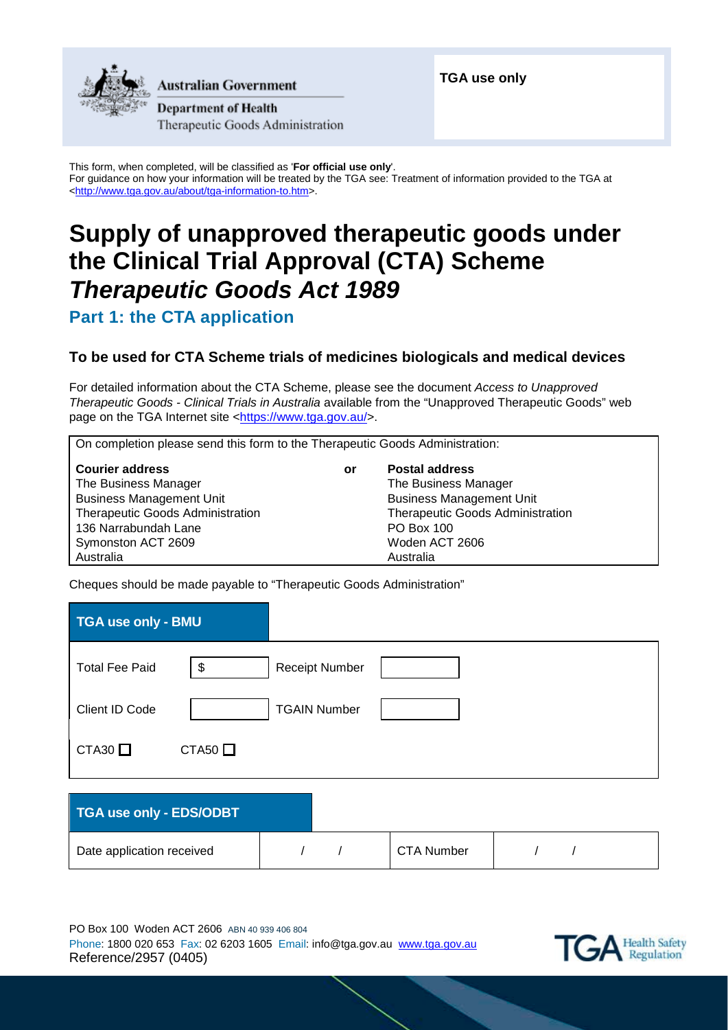Australian Government

Department of Health

Therapeutic Goods Administration

**TGA use only**

This form, when completed, will be classified as '**For official use only**'.
For guidance on how your information will be treated by the TGA see: Treatment of information provided to the TGA at <http://www.tga.gov.au/about/tga-information-to.htm>.

# Supply of unapproved therapeutic goods under the Clinical Trial Approval (CTA) Scheme *Therapeutic Goods Act 1989*

## Part 1: the CTA application

### To be used for CTA Scheme trials of medicines biologicals and medical devices

For detailed information about the CTA Scheme, please see the document *Access to Unapproved Therapeutic Goods - Clinical Trials in Australia* available from the "Unapproved Therapeutic Goods" web page on the TGA Internet site <https://www.tga.gov.au/>.

| On completion please send this form to the Therapeutic Goods Administration: | | |
|---|---|---|
| **Courier address**<br>The Business Manager<br>Business Management Unit<br>Therapeutic Goods Administration<br>136 Narrabundah Lane<br>Symonston ACT 2609<br>Australia | **or** | **Postal address**<br>The Business Manager<br>Business Management Unit<br>Therapeutic Goods Administration<br>PO Box 100<br>Woden ACT 2606<br>Australia |

Cheques should be made payable to "Therapeutic Goods Administration"

| **TGA use only - BMU** | | | |
|---|---|---|---|
| Total Fee Paid | $ | Receipt Number | |
| Client ID Code | | TGAIN Number | |
| CTA30 ☐ | CTA50 ☐ | | |

| **TGA use only - EDS/ODBT** | | | |
|---|---|---|---|
| Date application received | / / | CTA Number | / / |

PO Box 100 Woden ACT 2606 ABN 40 939 406 804
Phone: 1800 020 653 Fax: 02 6203 1605 Email: info@tga.gov.au www.tga.gov.au
Reference/2957 (0405)

TGA Health Safety Regulation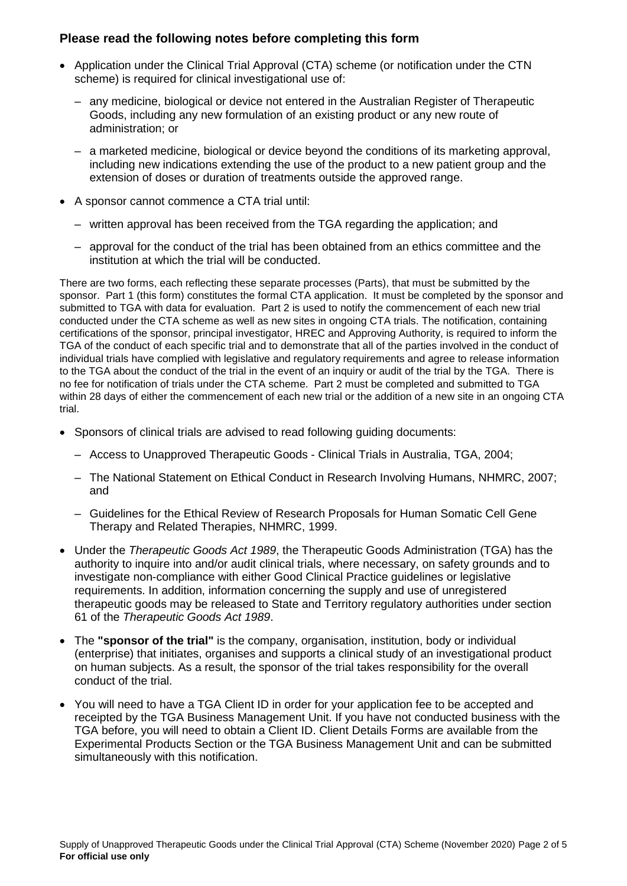## Please read the following notes before completing this form

- Application under the Clinical Trial Approval (CTA) scheme (or notification under the CTN scheme) is required for clinical investigational use of:
  - any medicine, biological or device not entered in the Australian Register of Therapeutic Goods, including any new formulation of an existing product or any new route of administration; or
  - a marketed medicine, biological or device beyond the conditions of its marketing approval, including new indications extending the use of the product to a new patient group and the extension of doses or duration of treatments outside the approved range.
- A sponsor cannot commence a CTA trial until:
  - written approval has been received from the TGA regarding the application; and
  - approval for the conduct of the trial has been obtained from an ethics committee and the institution at which the trial will be conducted.

There are two forms, each reflecting these separate processes (Parts), that must be submitted by the sponsor. Part 1 (this form) constitutes the formal CTA application. It must be completed by the sponsor and submitted to TGA with data for evaluation. Part 2 is used to notify the commencement of each new trial conducted under the CTA scheme as well as new sites in ongoing CTA trials. The notification, containing certifications of the sponsor, principal investigator, HREC and Approving Authority, is required to inform the TGA of the conduct of each specific trial and to demonstrate that all of the parties involved in the conduct of individual trials have complied with legislative and regulatory requirements and agree to release information to the TGA about the conduct of the trial in the event of an inquiry or audit of the trial by the TGA. There is no fee for notification of trials under the CTA scheme. Part 2 must be completed and submitted to TGA within 28 days of either the commencement of each new trial or the addition of a new site in an ongoing CTA trial.

- Sponsors of clinical trials are advised to read following guiding documents:
  - Access to Unapproved Therapeutic Goods - Clinical Trials in Australia, TGA, 2004;
  - The National Statement on Ethical Conduct in Research Involving Humans, NHMRC, 2007; and
  - Guidelines for the Ethical Review of Research Proposals for Human Somatic Cell Gene Therapy and Related Therapies, NHMRC, 1999.
- Under the *Therapeutic Goods Act 1989*, the Therapeutic Goods Administration (TGA) has the authority to inquire into and/or audit clinical trials, where necessary, on safety grounds and to investigate non-compliance with either Good Clinical Practice guidelines or legislative requirements. In addition, information concerning the supply and use of unregistered therapeutic goods may be released to State and Territory regulatory authorities under section 61 of the *Therapeutic Goods Act 1989*.
- The **"sponsor of the trial"** is the company, organisation, institution, body or individual (enterprise) that initiates, organises and supports a clinical study of an investigational product on human subjects. As a result, the sponsor of the trial takes responsibility for the overall conduct of the trial.
- You will need to have a TGA Client ID in order for your application fee to be accepted and receipted by the TGA Business Management Unit. If you have not conducted business with the TGA before, you will need to obtain a Client ID. Client Details Forms are available from the Experimental Products Section or the TGA Business Management Unit and can be submitted simultaneously with this notification.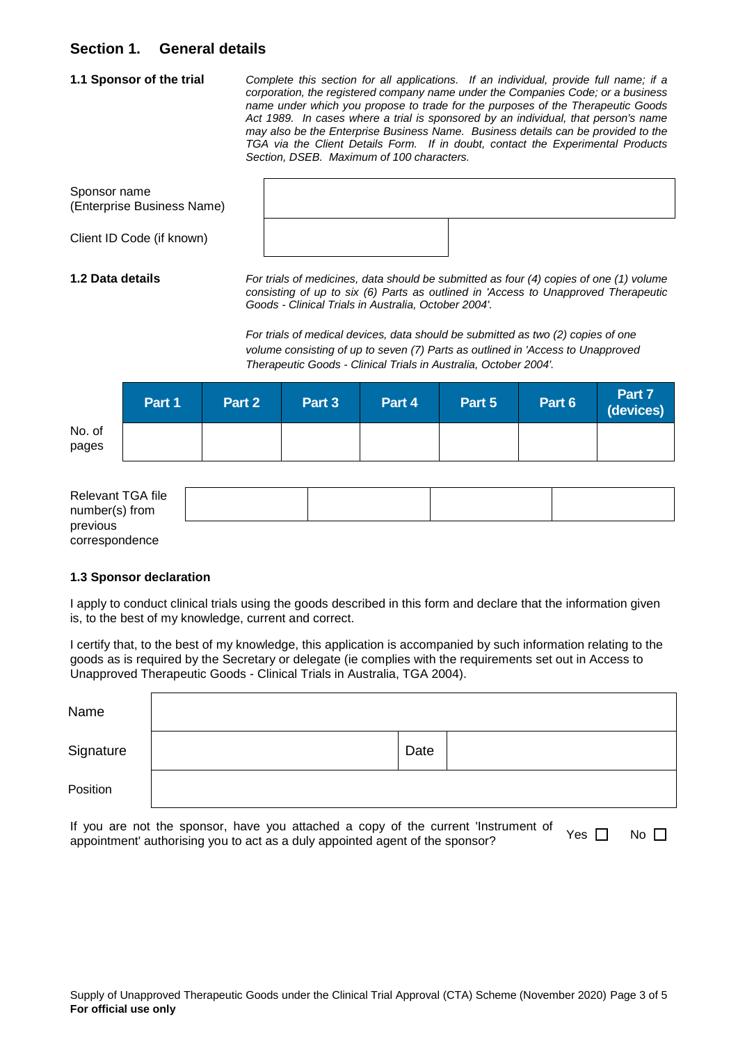## Section 1. General details

**1.1 Sponsor of the trial**

*Complete this section for all applications. If an individual, provide full name; if a corporation, the registered company name under the Companies Code; or a business name under which you propose to trade for the purposes of the Therapeutic Goods Act 1989. In cases where a trial is sponsored by an individual, that person's name may also be the Enterprise Business Name. Business details can be provided to the TGA via the Client Details Form. If in doubt, contact the Experimental Products Section, DSEB. Maximum of 100 characters.*

| | |
|---|---|
| Sponsor name (Enterprise Business Name) | |
| Client ID Code (if known) | |

**1.2 Data details**

*For trials of medicines, data should be submitted as four (4) copies of one (1) volume consisting of up to six (6) Parts as outlined in 'Access to Unapproved Therapeutic Goods - Clinical Trials in Australia, October 2004'.*

*For trials of medical devices, data should be submitted as two (2) copies of one volume consisting of up to seven (7) Parts as outlined in 'Access to Unapproved Therapeutic Goods - Clinical Trials in Australia, October 2004'.*

| | Part 1 | Part 2 | Part 3 | Part 4 | Part 5 | Part 6 | Part 7 (devices) |
|---|---|---|---|---|---|---|---|
| No. of pages | | | | | | | |

| | | | | |
|---|---|---|---|---|
| Relevant TGA file number(s) from previous correspondence | | | | |

**1.3 Sponsor declaration**

I apply to conduct clinical trials using the goods described in this form and declare that the information given is, to the best of my knowledge, current and correct.

I certify that, to the best of my knowledge, this application is accompanied by such information relating to the goods as is required by the Secretary or delegate (ie complies with the requirements set out in Access to Unapproved Therapeutic Goods - Clinical Trials in Australia, TGA 2004).

| | | | |
|---|---|---|---|
| Name | | | |
| Signature | | Date | |
| Position | | | |

If you are not the sponsor, have you attached a copy of the current 'Instrument of appointment' authorising you to act as a duly appointed agent of the sponsor? Yes ☐ No ☐

**For official use only**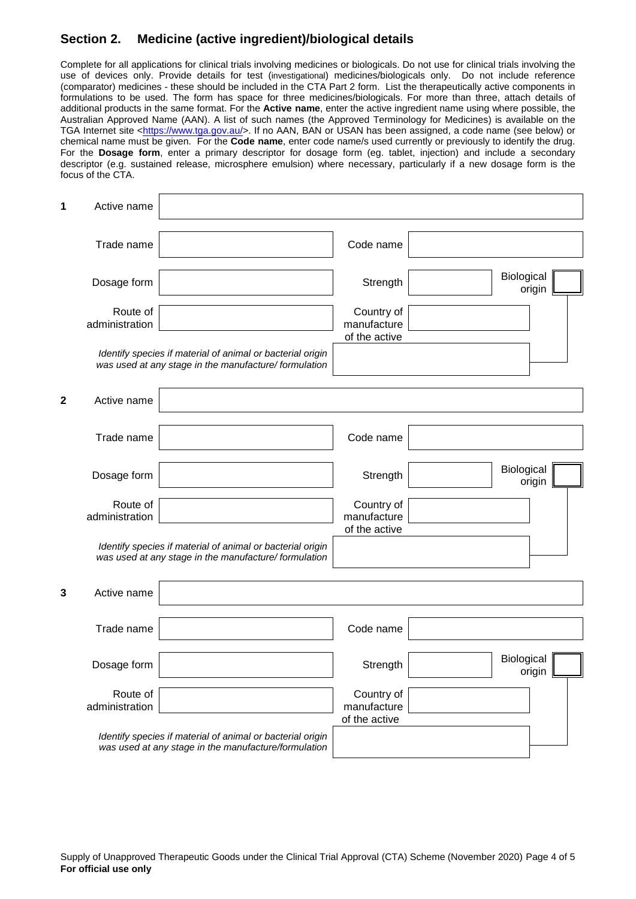## Section 2. Medicine (active ingredient)/biological details

Complete for all applications for clinical trials involving medicines or biologicals. Do not use for clinical trials involving the use of devices only. Provide details for test (investigational) medicines/biologicals only. Do not include reference (comparator) medicines - these should be included in the CTA Part 2 form. List the therapeutically active components in formulations to be used. The form has space for three medicines/biologicals. For more than three, attach details of additional products in the same format. For the **Active name**, enter the active ingredient name using where possible, the Australian Approved Name (AAN). A list of such names (the Approved Terminology for Medicines) is available on the TGA Internet site <https://www.tga.gov.au/>. If no AAN, BAN or USAN has been assigned, a code name (see below) or chemical name must be given. For the **Code name**, enter code name/s used currently or previously to identify the drug. For the **Dosage form**, enter a primary descriptor for dosage form (eg. tablet, injection) and include a secondary descriptor (e.g. sustained release, microsphere emulsion) where necessary, particularly if a new dosage form is the focus of the CTA.

**1** Active name

| | | | | |
|---|---|---|---|---|
| Trade name | | Code name | | |
| Dosage form | | Strength | | Biological origin ☐ |
| Route of administration | | Country of manufacture of the active | | |

*Identify species if material of animal or bacterial origin was used at any stage in the manufacture/ formulation*

**2** Active name

| | | | | |
|---|---|---|---|---|
| Trade name | | Code name | | |
| Dosage form | | Strength | | Biological origin ☐ |
| Route of administration | | Country of manufacture of the active | | |

*Identify species if material of animal or bacterial origin was used at any stage in the manufacture/ formulation*

**3** Active name

| | | | | |
|---|---|---|---|---|
| Trade name | | Code name | | |
| Dosage form | | Strength | | Biological origin ☐ |
| Route of administration | | Country of manufacture of the active | | |

*Identify species if material of animal or bacterial origin was used at any stage in the manufacture/formulation*

**For official use only**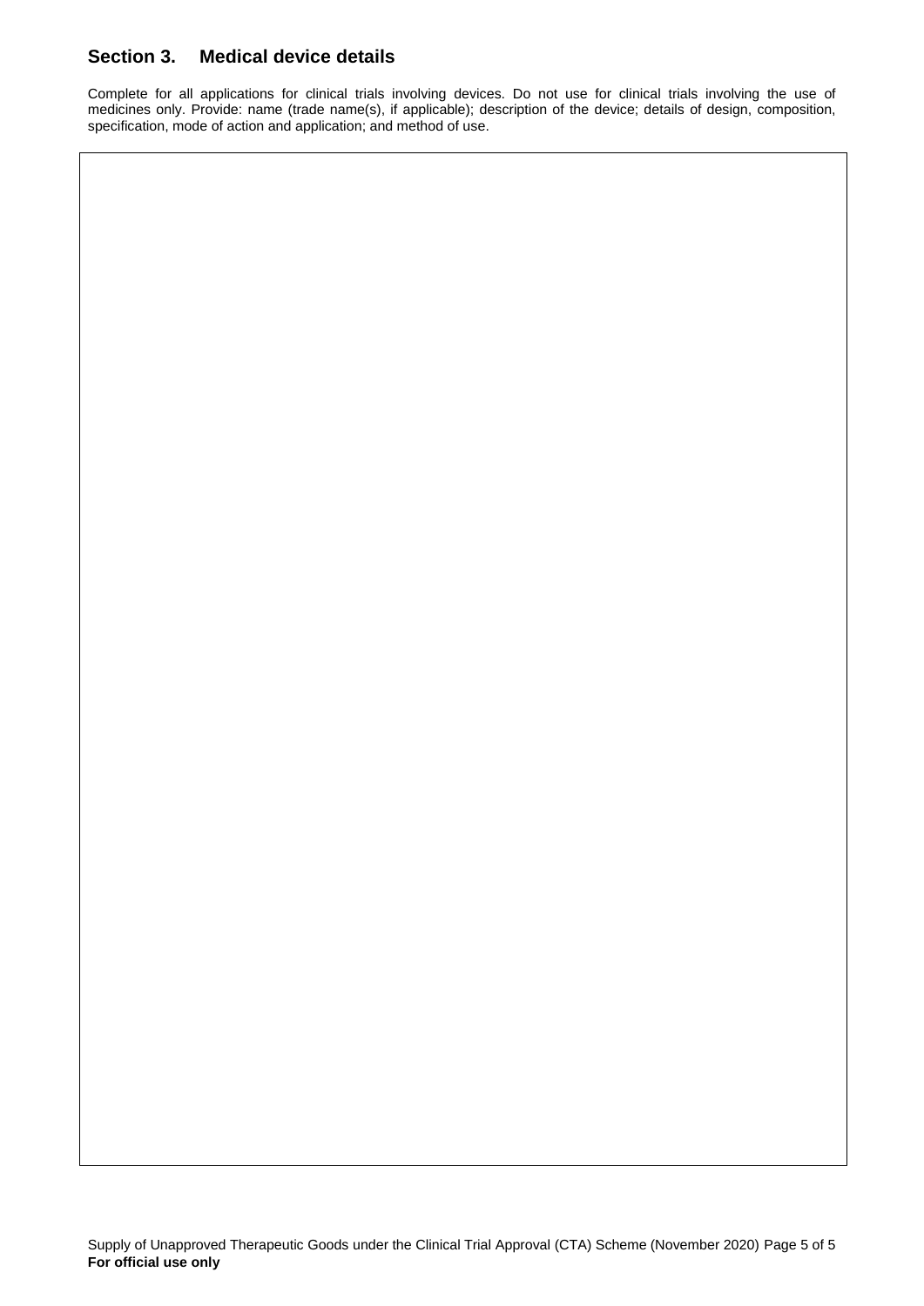## Section 3. Medical device details

Complete for all applications for clinical trials involving devices. Do not use for clinical trials involving the use of medicines only. Provide: name (trade name(s), if applicable); description of the device; details of design, composition, specification, mode of action and application; and method of use.

| |
|---|
| |

**For official use only**